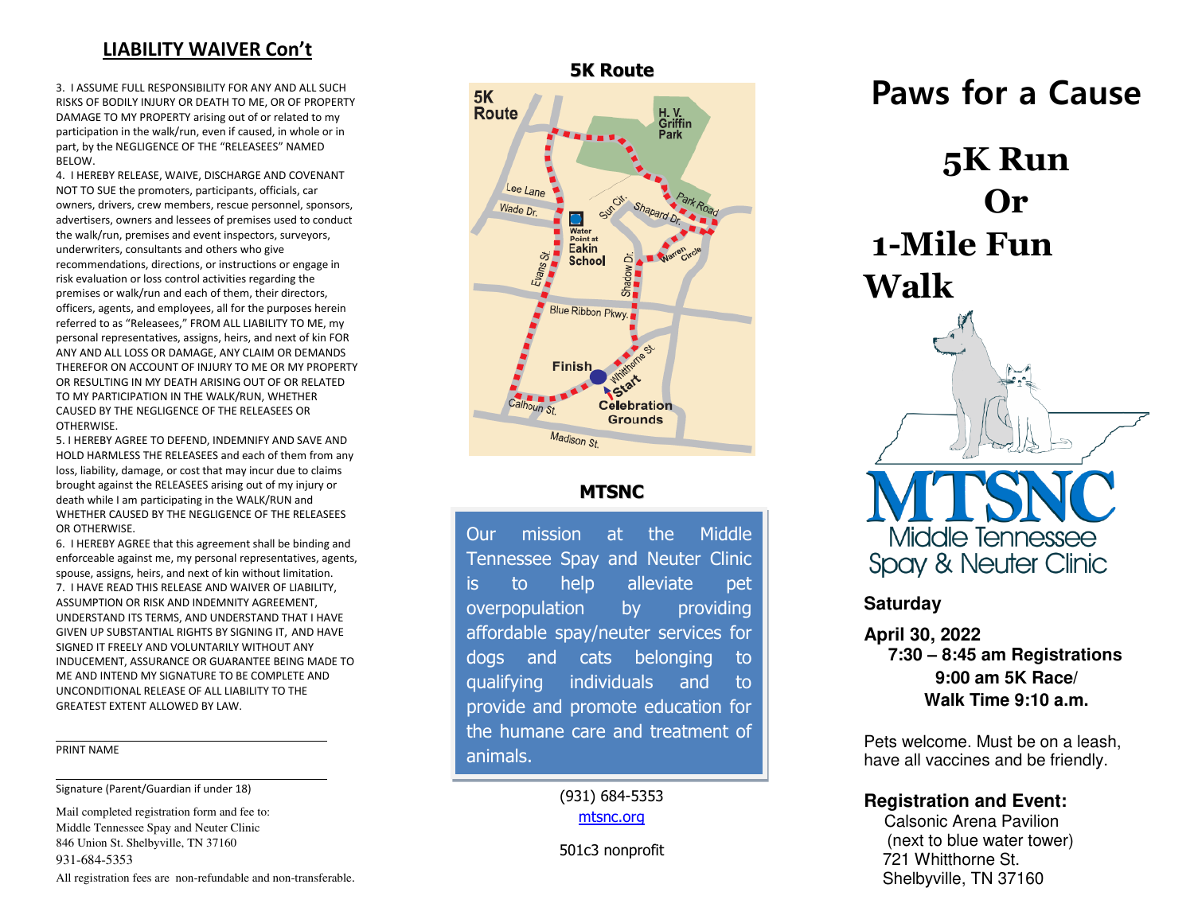## LIABILITY WAIVER Con't

3. I ASSUME FULL RESPONSIBILITY FOR ANY AND ALL SUCH RISKS OF BODILY INJURY OR DEATH TO ME, OR OF PROPERTY DAMAGE TO MY PROPERTY arising out of or related to my participation in the walk/run, even if caused, in whole or in part, by the NEGLIGENCE OF THE "RELEASEES" NAMED BELOW.

4. I HEREBY RELEASE, WAIVE, DISCHARGE AND COVENANT NOT TO SUE the promoters, participants, officials, car owners, drivers, crew members, rescue personnel, sponsors, advertisers, owners and lessees of premises used to conduct the walk/run, premises and event inspectors, surveyors, underwriters, consultants and others who give recommendations, directions, or instructions or engage in risk evaluation or loss control activities regarding the premises or walk/run and each of them, their directors, officers, agents, and employees, all for the purposes herein referred to as "Releasees," FROM ALL LIABILITY TO ME, my personal representatives, assigns, heirs, and next of kin FOR ANY AND ALL LOSS OR DAMAGE, ANY CLAIM OR DEMANDS THEREFOR ON ACCOUNT OF INJURY TO ME OR MY PROPERTY OR RESULTING IN MY DEATH ARISING OUT OF OR RELATED TO MY PARTICIPATION IN THE WALK/RUN, WHETHER CAUSED BY THE NEGLIGENCE OF THE RELEASEES OR OTHERWISE.

5. I HEREBY AGREE TO DEFEND, INDEMNIFY AND SAVE AND HOLD HARMLESS THE RELEASEES and each of them from any loss, liability, damage, or cost that may incur due to claims brought against the RELEASEES arising out of my injury or death while I am participating in the WALK/RUN and WHETHER CAUSED BY THE NEGLIGENCE OF THE RELEASEES OR OTHERWISE.

6. I HEREBY AGREE that this agreement shall be binding and enforceable against me, my personal representatives, agents, spouse, assigns, heirs, and next of kin without limitation.

7. I HAVE READ THIS RELEASE AND WAIVER OF LIABILITY, ASSUMPTION OR RISK AND INDEMNITY AGREEMENT, UNDERSTAND ITS TERMS, AND UNDERSTAND THAT I HAVE GIVEN UP SUBSTANTIAL RIGHTS BY SIGNING IT, AND HAVE SIGNED IT FREELY AND VOLUNTARILY WITHOUT ANY INDUCEMENT, ASSURANCE OR GUARANTEE BEING MADE TO ME AND INTEND MY SIGNATURE TO BE COMPLETE AND UNCONDITIONAL RELEASE OF ALL LIABILITY TO THE GREATEST EXTENT ALLOWED BY LAW.

______________________________

PRINT NAME

______________________________

Signature (Parent/Guardian if under 18)

Mail completed registration form and fee to:
Middle Tennessee Spay and Neuter Clinic
846 Union St. Shelbyville, TN 37160
931-684-5353

All registration fees are non-refundable and non-transferable.

## 5K Route

5K Route

H. V. Griffin Park · Lee Lane · Wade Dr. · Water Point at Eakin School · Sun Cir. · Shapard Dr. · Park Road · Warren Circle · Evans St. · Shadow Dr. · Blue Ribbon Pkwy. · Finish · Whitthorne St. · Start · Celebration Grounds · Calhoun St. · Madison St.

## MTSNC

Our mission at the Middle Tennessee Spay and Neuter Clinic is to help alleviate pet overpopulation by providing affordable spay/neuter services for dogs and cats belonging to qualifying individuals and to provide and promote education for the humane care and treatment of animals.

(931) 684-5353
mtsnc.org

501c3 nonprofit

# Paws for a Cause

# 5K Run Or 1-Mile Fun Walk

MTSNC
Middle Tennessee Spay & Neuter Clinic

**Saturday**

**April 30, 2022**
**7:30 – 8:45 am Registrations**
**9:00 am 5K Race/**
**Walk Time 9:10 a.m.**

Pets welcome. Must be on a leash, have all vaccines and be friendly.

**Registration and Event:**
Calsonic Arena Pavilion
(next to blue water tower)
721 Whitthorne St.
Shelbyville, TN 37160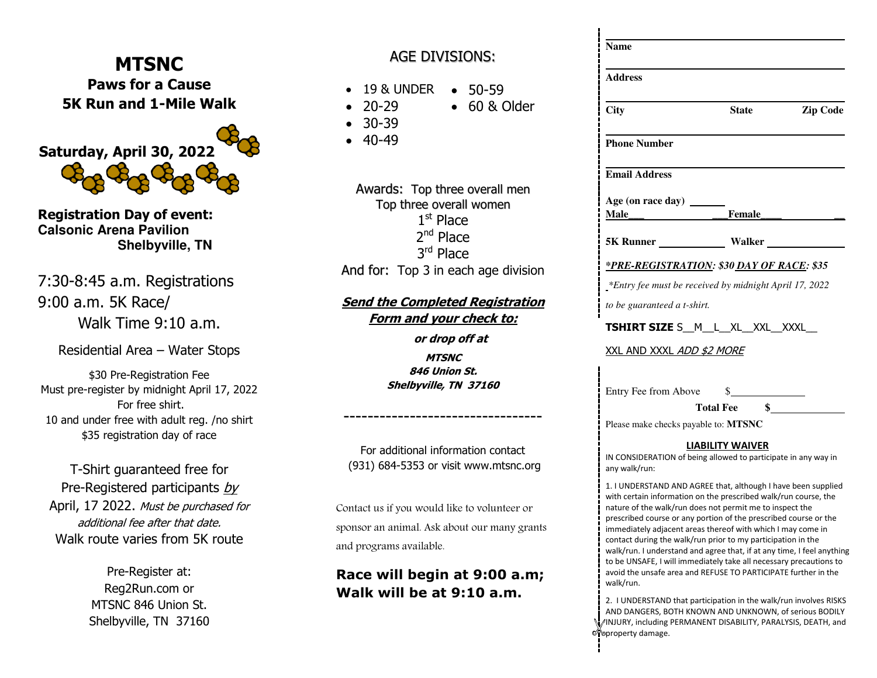# MTSNC

## Paws for a Cause
## 5K Run and 1-Mile Walk

**Saturday, April 30, 2022**

**Registration Day of event:**
**Calsonic Arena Pavilion**
**Shelbyville, TN**

7:30-8:45 a.m. Registrations
9:00 a.m. 5K Race/
Walk Time 9:10 a.m.

Residential Area – Water Stops

$30 Pre-Registration Fee
Must pre-register by midnight April 17, 2022
For free shirt.
10 and under free with adult reg. /no shirt
$35 registration day of race

T-Shirt guaranteed free for
Pre-Registered participants *by*
April, 17 2022. *Must be purchased for additional fee after that date.*
Walk route varies from 5K route

Pre-Register at:
Reg2Run.com or
MTSNC 846 Union St.
Shelbyville, TN 37160

## AGE DIVISIONS:

- 19 & UNDER
- 20-29
- 30-39
- 40-49
- 50-59
- 60 & Older

Awards: Top three overall men
Top three overall women
1st Place
2nd Place
3rd Place
And for: Top 3 in each age division

***Send the Completed Registration Form and your check to:***

***or drop off at***

***MTSNC***
***846 Union St.***
***Shelbyville, TN 37160***

---

For additional information contact
(931) 684-5353 or visit www.mtsnc.org

Contact us if you would like to volunteer or sponsor an animal. Ask about our many grants and programs available.

**Race will begin at 9:00 a.m;**
**Walk will be at 9:10 a.m.**

---

**Name** ______________________________

**Address** ______________________________

**City** ______ **State** ______ **Zip Code** ______

**Phone Number** ______________________________

**Email Address** ______________________________

**Age (on race day)** ______
**Male**___ ___**Female**___

**5K Runner** ____________ **Walker** ______________

***PRE-REGISTRATION: $30 DAY OF RACE: $35***

*\*Entry fee must be received by midnight April 17, 2022 to be guaranteed a t-shirt.*

**TSHIRT SIZE** S__M__L__XL__XXL__XXXL__

XXL AND XXXL *ADD $2 MORE*

Entry Fee from Above $______________

**Total Fee $**______________

Please make checks payable to: **MTSNC**

**LIABILITY WAIVER**

IN CONSIDERATION of being allowed to participate in any way in any walk/run:

1. I UNDERSTAND AND AGREE that, although I have been supplied with certain information on the prescribed walk/run course, the nature of the walk/run does not permit me to inspect the prescribed course or any portion of the prescribed course or the immediately adjacent areas thereof with which I may come in contact during the walk/run prior to my participation in the walk/run. I understand and agree that, if at any time, I feel anything to be UNSAFE, I will immediately take all necessary precautions to avoid the unsafe area and REFUSE TO PARTICIPATE further in the walk/run.

2. I UNDERSTAND that participation in the walk/run involves RISKS AND DANGERS, BOTH KNOWN AND UNKNOWN, of serious BODILY INJURY, including PERMANENT DISABILITY, PARALYSIS, DEATH, and property damage.